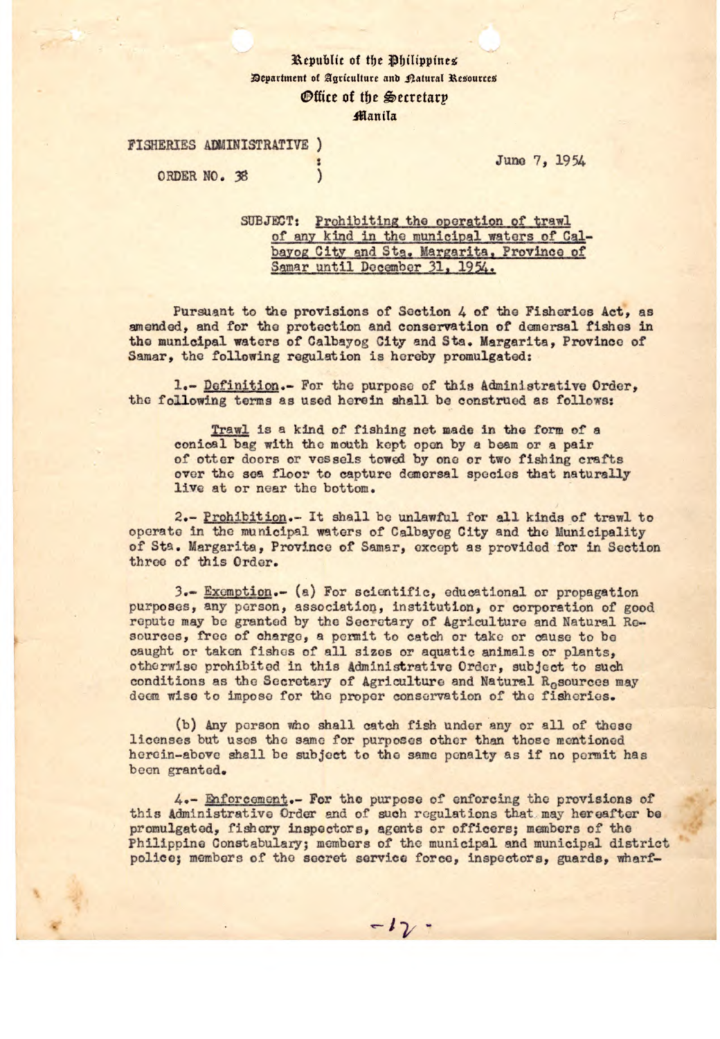Republic of the Philippines
Department of Agriculture and Natural Resources
Office of the Secretary
Manila

FISHERIES ADMINISTRATIVE ORDER NO. 38

June 7, 1954

SUBJECT: Prohibiting the operation of trawl of any kind in the municipal waters of Calbayog City and Sta. Margarita, Province of Samar until December 31, 1954.

Pursuant to the provisions of Section 4 of the Fisheries Act, as amended, and for the protection and conservation of demersal fishes in the municipal waters of Calbayog City and Sta. Margarita, Province of Samar, the following regulation is hereby promulgated:

1.- Definition.- For the purpose of this Administrative Order, the following terms as used herein shall be construed as follows:

> Trawl is a kind of fishing net made in the form of a conical bag with the mouth kept open by a beam or a pair of otter doors or vessels towed by one or two fishing crafts over the sea floor to capture demersal species that naturally live at or near the bottom.

2.- Prohibition.- It shall be unlawful for all kinds of trawl to operate in the municipal waters of Calbayog City and the Municipality of Sta. Margarita, Province of Samar, except as provided for in Section three of this Order.

3.- Exemption.- (a) For scientific, educational or propagation purposes, any person, association, institution, or corporation of good repute may be granted by the Secretary of Agriculture and Natural Resources, free of charge, a permit to catch or take or cause to be caught or taken fishes of all sizes or aquatic animals or plants, otherwise prohibited in this Administrative Order, subject to such conditions as the Secretary of Agriculture and Natural Resources may deem wise to impose for the proper conservation of the fisheries.

(b) Any person who shall catch fish under any or all of these licenses but uses the same for purposes other than those mentioned herein-above shall be subject to the same penalty as if no permit has been granted.

4.- Enforcement.- For the purpose of enforcing the provisions of this Administrative Order and of such regulations that may hereafter be promulgated, fishery inspectors, agents or officers; members of the Philippine Constabulary; members of the municipal and municipal district police; members of the secret service force, inspectors, guards, wharf-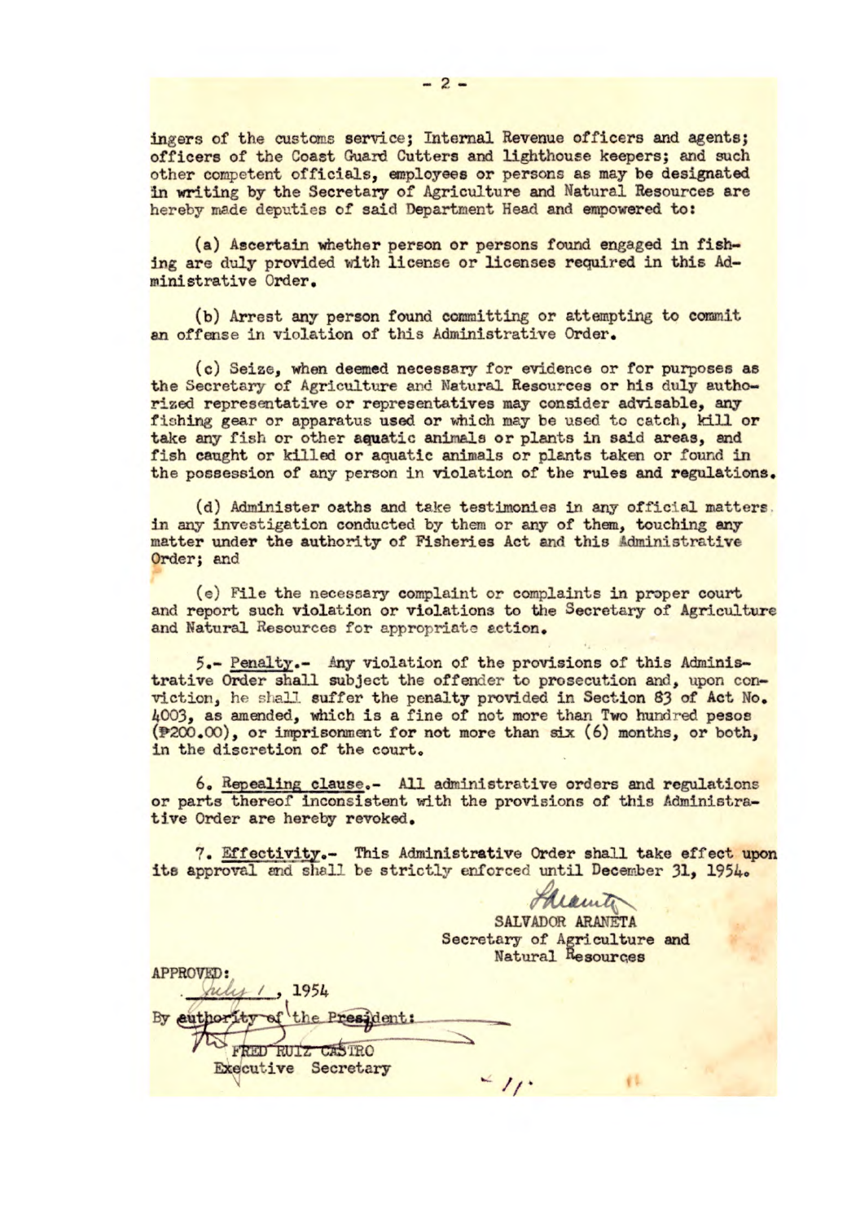ingers of the customs service; Internal Revenue officers and agents; officers of the Coast Guard Cutters and lighthouse keepers; and such other competent officials, employees or persons as may be designated in writing by the Secretary of Agriculture and Natural Resources are hereby made deputies of said Department Head and empowered to:

(a) Ascertain whether person or persons found engaged in fishing are duly provided with license or licenses required in this Administrative Order.

(b) Arrest any person found committing or attempting to commit an offense in violation of this Administrative Order.

(c) Seize, when deemed necessary for evidence or for purposes as the Secretary of Agriculture and Natural Resources or his duly authorized representative or representatives may consider advisable, any fishing gear or apparatus used or which may be used to catch, kill or take any fish or other aquatic animals or plants in said areas, and fish caught or killed or aquatic animals or plants taken or found in the possession of any person in violation of the rules and regulations.

(d) Administer oaths and take testimonies in any official matters in any investigation conducted by them or any of them, touching any matter under the authority of Fisheries Act and this Administrative Order; and

(e) File the necessary complaint or complaints in proper court and report such violation or violations to the Secretary of Agriculture and Natural Resources for appropriate action.

5.- Penalty.- Any violation of the provisions of this Administrative Order shall subject the offender to prosecution and, upon conviction, he shall suffer the penalty provided in Section 83 of Act No. 4003, as amended, which is a fine of not more than Two hundred pesos (₱200.00), or imprisonment for not more than six (6) months, or both, in the discretion of the court.

6. Repealing clause.- All administrative orders and regulations or parts thereof inconsistent with the provisions of this Administrative Order are hereby revoked.

7. Effectivity.- This Administrative Order shall take effect upon its approval and shall be strictly enforced until December 31, 1954.

SALVADOR ARANETA
Secretary of Agriculture and
Natural Resources

APPROVED:
July 1, 1954

By authority of the President:

FRED RUIZ CASTRO
Executive Secretary